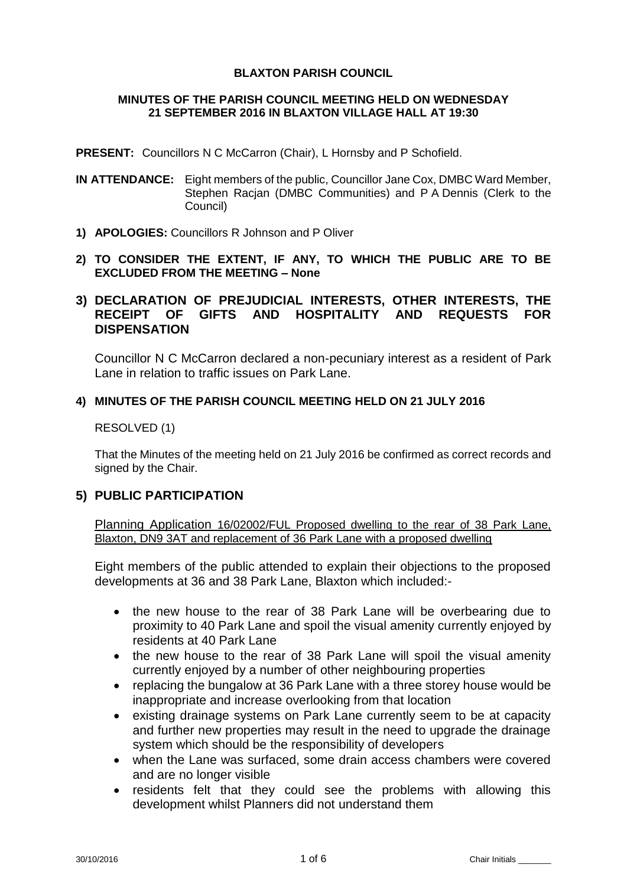# BLAXTON PARISH COUNCIL

## MINUTES OF THE PARISH COUNCIL MEETING HELD ON WEDNESDAY 21 SEPTEMBER 2016 IN BLAXTON VILLAGE HALL AT 19:30

**PRESENT:** Councillors N C McCarron (Chair), L Hornsby and P Schofield.

**IN ATTENDANCE:** Eight members of the public, Councillor Jane Cox, DMBC Ward Member, Stephen Racjan (DMBC Communities) and P A Dennis (Clerk to the Council)

**1) APOLOGIES:** Councillors R Johnson and P Oliver

**2) TO CONSIDER THE EXTENT, IF ANY, TO WHICH THE PUBLIC ARE TO BE EXCLUDED FROM THE MEETING – None**

**3) DECLARATION OF PREJUDICIAL INTERESTS, OTHER INTERESTS, THE RECEIPT OF GIFTS AND HOSPITALITY AND REQUESTS FOR DISPENSATION**

Councillor N C McCarron declared a non-pecuniary interest as a resident of Park Lane in relation to traffic issues on Park Lane.

**4) MINUTES OF THE PARISH COUNCIL MEETING HELD ON 21 JULY 2016**

RESOLVED (1)

That the Minutes of the meeting held on 21 July 2016 be confirmed as correct records and signed by the Chair.

**5) PUBLIC PARTICIPATION**

Planning Application 16/02002/FUL Proposed dwelling to the rear of 38 Park Lane, Blaxton, DN9 3AT and replacement of 36 Park Lane with a proposed dwelling

Eight members of the public attended to explain their objections to the proposed developments at 36 and 38 Park Lane, Blaxton which included:-

- the new house to the rear of 38 Park Lane will be overbearing due to proximity to 40 Park Lane and spoil the visual amenity currently enjoyed by residents at 40 Park Lane
- the new house to the rear of 38 Park Lane will spoil the visual amenity currently enjoyed by a number of other neighbouring properties
- replacing the bungalow at 36 Park Lane with a three storey house would be inappropriate and increase overlooking from that location
- existing drainage systems on Park Lane currently seem to be at capacity and further new properties may result in the need to upgrade the drainage system which should be the responsibility of developers
- when the Lane was surfaced, some drain access chambers were covered and are no longer visible
- residents felt that they could see the problems with allowing this development whilst Planners did not understand them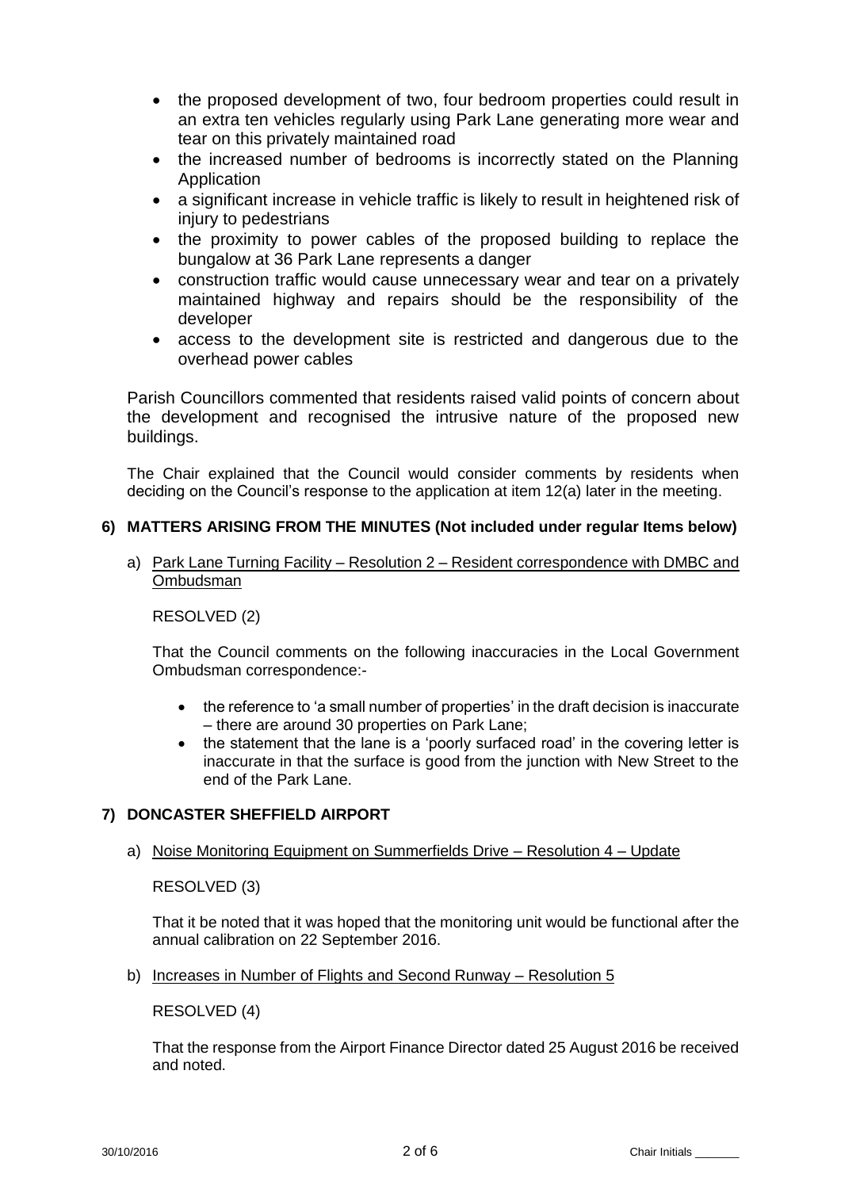- the proposed development of two, four bedroom properties could result in an extra ten vehicles regularly using Park Lane generating more wear and tear on this privately maintained road
- the increased number of bedrooms is incorrectly stated on the Planning Application
- a significant increase in vehicle traffic is likely to result in heightened risk of injury to pedestrians
- the proximity to power cables of the proposed building to replace the bungalow at 36 Park Lane represents a danger
- construction traffic would cause unnecessary wear and tear on a privately maintained highway and repairs should be the responsibility of the developer
- access to the development site is restricted and dangerous due to the overhead power cables

Parish Councillors commented that residents raised valid points of concern about the development and recognised the intrusive nature of the proposed new buildings.

The Chair explained that the Council would consider comments by residents when deciding on the Council's response to the application at item 12(a) later in the meeting.

## 6) MATTERS ARISING FROM THE MINUTES (Not included under regular Items below)

a) Park Lane Turning Facility – Resolution 2 – Resident correspondence with DMBC and Ombudsman

RESOLVED (2)

That the Council comments on the following inaccuracies in the Local Government Ombudsman correspondence:-

- the reference to 'a small number of properties' in the draft decision is inaccurate – there are around 30 properties on Park Lane;
- the statement that the lane is a 'poorly surfaced road' in the covering letter is inaccurate in that the surface is good from the junction with New Street to the end of the Park Lane.

## 7) DONCASTER SHEFFIELD AIRPORT

a) Noise Monitoring Equipment on Summerfields Drive – Resolution 4 – Update

RESOLVED (3)

That it be noted that it was hoped that the monitoring unit would be functional after the annual calibration on 22 September 2016.

b) Increases in Number of Flights and Second Runway – Resolution 5

RESOLVED (4)

That the response from the Airport Finance Director dated 25 August 2016 be received and noted.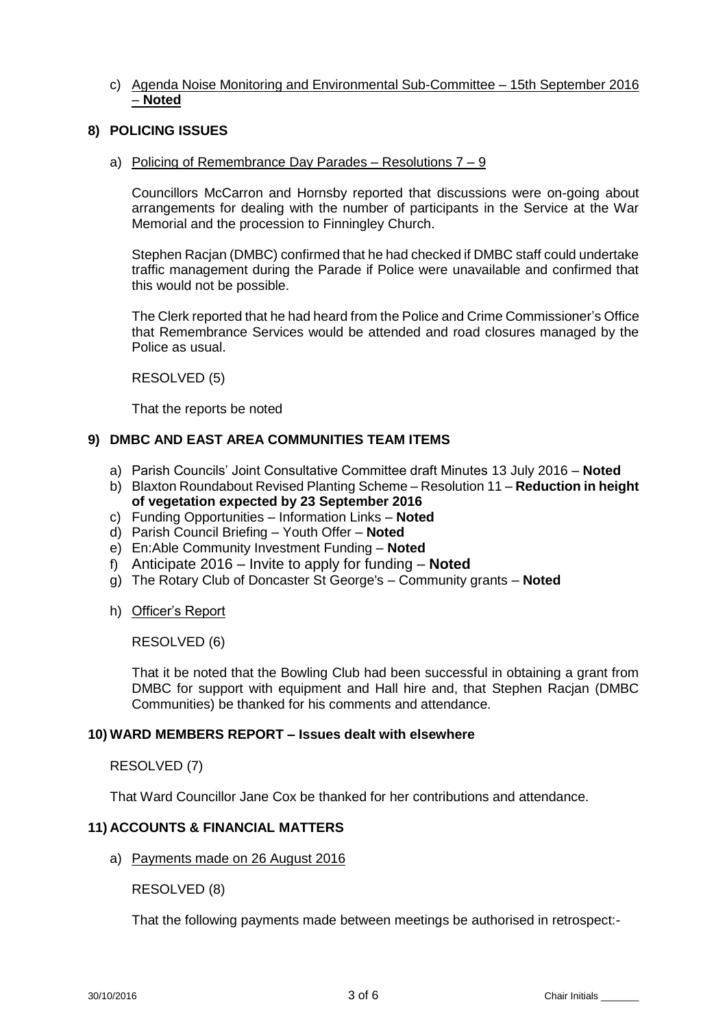c) Agenda Noise Monitoring and Environmental Sub-Committee – 15th September 2016 – **Noted**

## 8) POLICING ISSUES

a) Policing of Remembrance Day Parades – Resolutions 7 – 9

Councillors McCarron and Hornsby reported that discussions were on-going about arrangements for dealing with the number of participants in the Service at the War Memorial and the procession to Finningley Church.

Stephen Racjan (DMBC) confirmed that he had checked if DMBC staff could undertake traffic management during the Parade if Police were unavailable and confirmed that this would not be possible.

The Clerk reported that he had heard from the Police and Crime Commissioner's Office that Remembrance Services would be attended and road closures managed by the Police as usual.

RESOLVED (5)

That the reports be noted

## 9) DMBC AND EAST AREA COMMUNITIES TEAM ITEMS

a) Parish Councils' Joint Consultative Committee draft Minutes 13 July 2016 – **Noted**
b) Blaxton Roundabout Revised Planting Scheme – Resolution 11 – **Reduction in height of vegetation expected by 23 September 2016**
c) Funding Opportunities – Information Links – **Noted**
d) Parish Council Briefing – Youth Offer – **Noted**
e) En:Able Community Investment Funding – **Noted**
f) Anticipate 2016 – Invite to apply for funding – **Noted**
g) The Rotary Club of Doncaster St George's – Community grants – **Noted**
h) Officer's Report

RESOLVED (6)

That it be noted that the Bowling Club had been successful in obtaining a grant from DMBC for support with equipment and Hall hire and, that Stephen Racjan (DMBC Communities) be thanked for his comments and attendance.

## 10) WARD MEMBERS REPORT – Issues dealt with elsewhere

RESOLVED (7)

That Ward Councillor Jane Cox be thanked for her contributions and attendance.

## 11) ACCOUNTS & FINANCIAL MATTERS

a) Payments made on 26 August 2016

RESOLVED (8)

That the following payments made between meetings be authorised in retrospect:-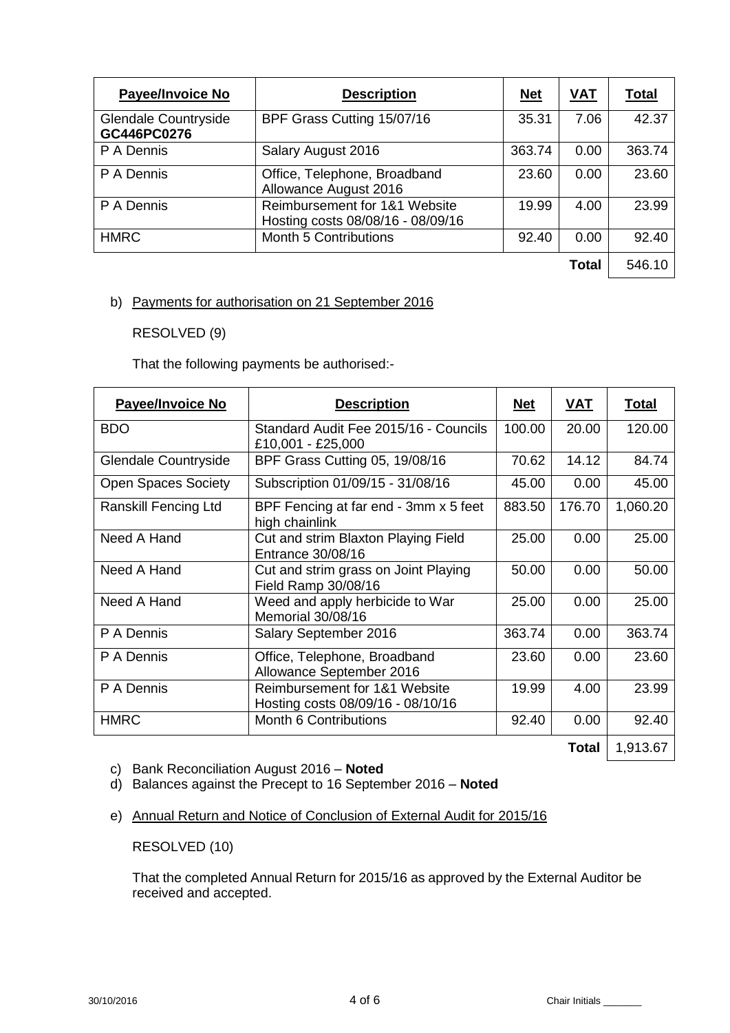| Payee/Invoice No | Description | Net | VAT | Total |
|---|---|---|---|---|
| Glendale Countryside **GC446PC0276** | BPF Grass Cutting 15/07/16 | 35.31 | 7.06 | 42.37 |
| P A Dennis | Salary August 2016 | 363.74 | 0.00 | 363.74 |
| P A Dennis | Office, Telephone, Broadband Allowance August 2016 | 23.60 | 0.00 | 23.60 |
| P A Dennis | Reimbursement for 1&1 Website Hosting costs 08/08/16 - 08/09/16 | 19.99 | 4.00 | 23.99 |
| HMRC | Month 5 Contributions | 92.40 | 0.00 | 92.40 |
| | | | **Total** | 546.10 |

b) Payments for authorisation on 21 September 2016

RESOLVED (9)

That the following payments be authorised:-

| Payee/Invoice No | Description | Net | VAT | Total |
|---|---|---|---|---|
| BDO | Standard Audit Fee 2015/16 - Councils £10,001 - £25,000 | 100.00 | 20.00 | 120.00 |
| Glendale Countryside | BPF Grass Cutting 05, 19/08/16 | 70.62 | 14.12 | 84.74 |
| Open Spaces Society | Subscription 01/09/15 - 31/08/16 | 45.00 | 0.00 | 45.00 |
| Ranskill Fencing Ltd | BPF Fencing at far end - 3mm x 5 feet high chainlink | 883.50 | 176.70 | 1,060.20 |
| Need A Hand | Cut and strim Blaxton Playing Field Entrance 30/08/16 | 25.00 | 0.00 | 25.00 |
| Need A Hand | Cut and strim grass on Joint Playing Field Ramp 30/08/16 | 50.00 | 0.00 | 50.00 |
| Need A Hand | Weed and apply herbicide to War Memorial 30/08/16 | 25.00 | 0.00 | 25.00 |
| P A Dennis | Salary September 2016 | 363.74 | 0.00 | 363.74 |
| P A Dennis | Office, Telephone, Broadband Allowance September 2016 | 23.60 | 0.00 | 23.60 |
| P A Dennis | Reimbursement for 1&1 Website Hosting costs 08/09/16 - 08/10/16 | 19.99 | 4.00 | 23.99 |
| HMRC | Month 6 Contributions | 92.40 | 0.00 | 92.40 |
| | | | **Total** | 1,913.67 |

c) Bank Reconciliation August 2016 – **Noted**

d) Balances against the Precept to 16 September 2016 – **Noted**

e) Annual Return and Notice of Conclusion of External Audit for 2015/16

RESOLVED (10)

That the completed Annual Return for 2015/16 as approved by the External Auditor be received and accepted.

Chair Initials _______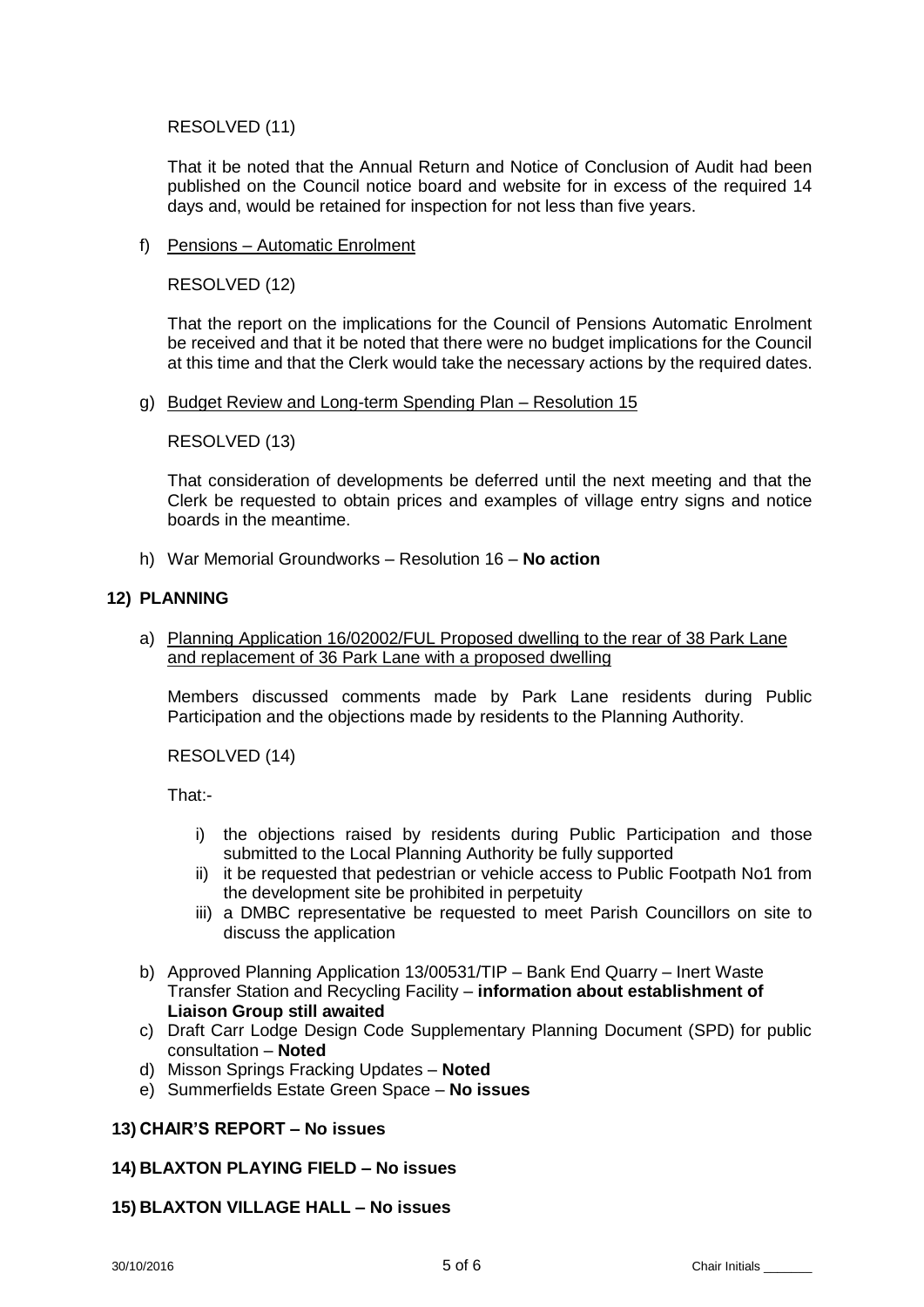RESOLVED (11)

That it be noted that the Annual Return and Notice of Conclusion of Audit had been published on the Council notice board and website for in excess of the required 14 days and, would be retained for inspection for not less than five years.

f) Pensions – Automatic Enrolment

RESOLVED (12)

That the report on the implications for the Council of Pensions Automatic Enrolment be received and that it be noted that there were no budget implications for the Council at this time and that the Clerk would take the necessary actions by the required dates.

g) Budget Review and Long-term Spending Plan – Resolution 15

RESOLVED (13)

That consideration of developments be deferred until the next meeting and that the Clerk be requested to obtain prices and examples of village entry signs and notice boards in the meantime.

h) War Memorial Groundworks – Resolution 16 – **No action**

## 12) PLANNING

a) Planning Application 16/02002/FUL Proposed dwelling to the rear of 38 Park Lane and replacement of 36 Park Lane with a proposed dwelling

Members discussed comments made by Park Lane residents during Public Participation and the objections made by residents to the Planning Authority.

RESOLVED (14)

That:-

i) the objections raised by residents during Public Participation and those submitted to the Local Planning Authority be fully supported
ii) it be requested that pedestrian or vehicle access to Public Footpath No1 from the development site be prohibited in perpetuity
iii) a DMBC representative be requested to meet Parish Councillors on site to discuss the application

b) Approved Planning Application 13/00531/TIP – Bank End Quarry – Inert Waste Transfer Station and Recycling Facility – **information about establishment of Liaison Group still awaited**
c) Draft Carr Lodge Design Code Supplementary Planning Document (SPD) for public consultation – **Noted**
d) Misson Springs Fracking Updates – **Noted**
e) Summerfields Estate Green Space – **No issues**

## 13) CHAIR'S REPORT – No issues

## 14) BLAXTON PLAYING FIELD – No issues

## 15) BLAXTON VILLAGE HALL – No issues

30/10/2016 Chair Initials _______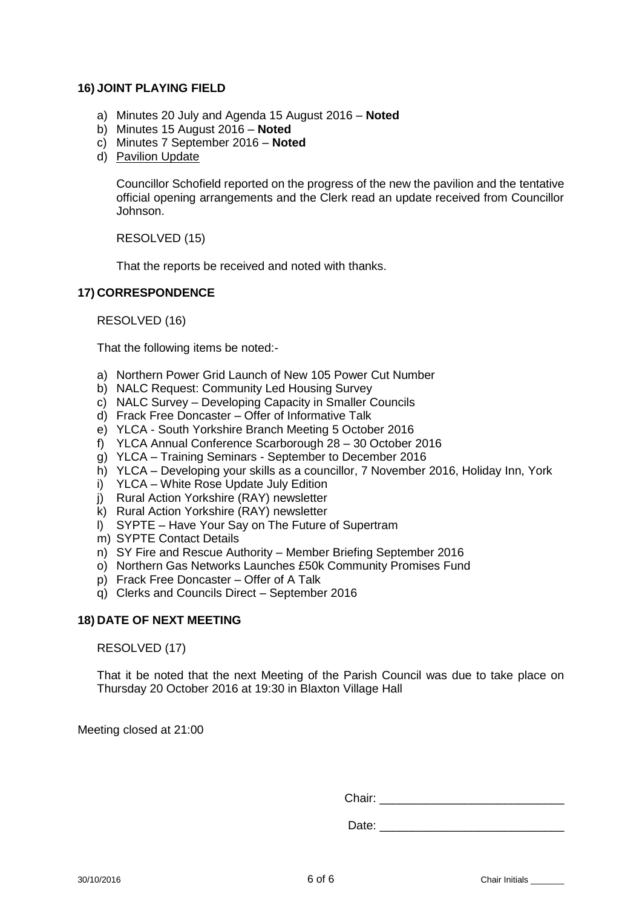## 16) JOINT PLAYING FIELD

a) Minutes 20 July and Agenda 15 August 2016 – **Noted**
b) Minutes 15 August 2016 – **Noted**
c) Minutes 7 September 2016 – **Noted**
d) Pavilion Update

Councillor Schofield reported on the progress of the new the pavilion and the tentative official opening arrangements and the Clerk read an update received from Councillor Johnson.

RESOLVED (15)

That the reports be received and noted with thanks.

## 17) CORRESPONDENCE

RESOLVED (16)

That the following items be noted:-

a) Northern Power Grid Launch of New 105 Power Cut Number
b) NALC Request: Community Led Housing Survey
c) NALC Survey – Developing Capacity in Smaller Councils
d) Frack Free Doncaster – Offer of Informative Talk
e) YLCA - South Yorkshire Branch Meeting 5 October 2016
f) YLCA Annual Conference Scarborough 28 – 30 October 2016
g) YLCA – Training Seminars - September to December 2016
h) YLCA – Developing your skills as a councillor, 7 November 2016, Holiday Inn, York
i) YLCA – White Rose Update July Edition
j) Rural Action Yorkshire (RAY) newsletter
k) Rural Action Yorkshire (RAY) newsletter
l) SYPTE – Have Your Say on The Future of Supertram
m) SYPTE Contact Details
n) SY Fire and Rescue Authority – Member Briefing September 2016
o) Northern Gas Networks Launches £50k Community Promises Fund
p) Frack Free Doncaster – Offer of A Talk
q) Clerks and Councils Direct – September 2016

## 18) DATE OF NEXT MEETING

RESOLVED (17)

That it be noted that the next Meeting of the Parish Council was due to take place on Thursday 20 October 2016 at 19:30 in Blaxton Village Hall

Meeting closed at 21:00

Chair: ____________________________

Date: ____________________________